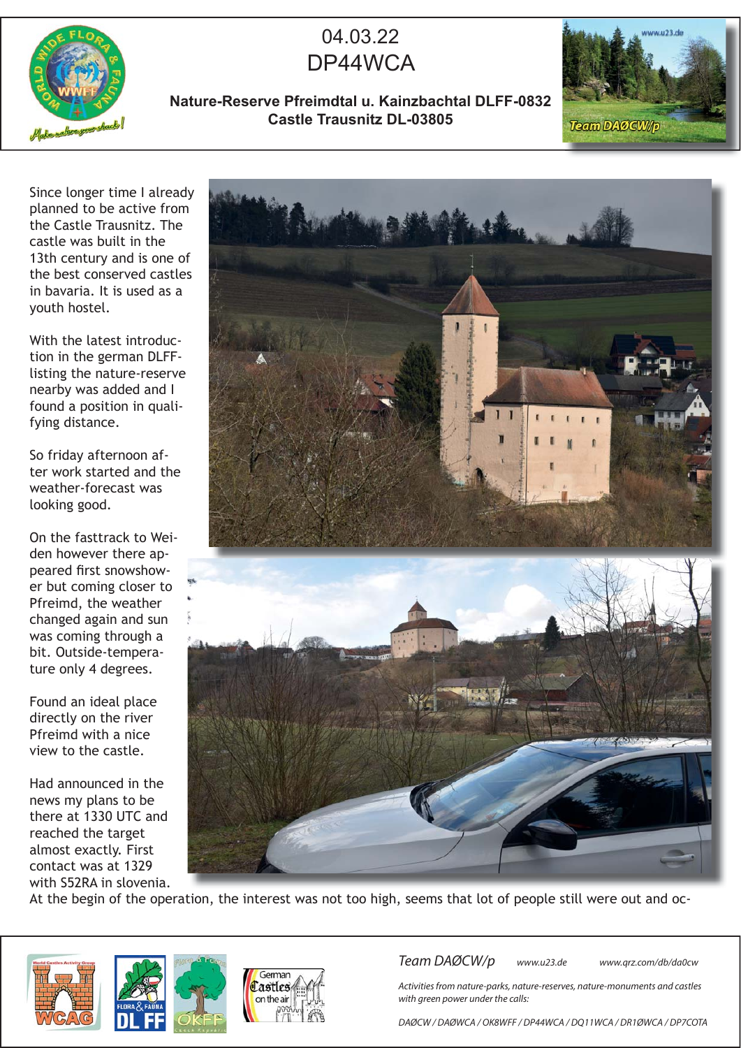# 04.03.22
# DP44WCA

**Nature-Reserve Pfreimdtal u. Kainzbachtal DLFF-0832**
**Castle Trausnitz DL-03805**

Since longer time I already planned to be active from the Castle Trausnitz. The castle was built in the 13th century and is one of the best conserved castles in bavaria. It is used as a youth hostel.

With the latest introduction in the german DLFF-listing the nature-reserve nearby was added and I found a position in qualifying distance.

So friday afternoon after work started and the weather-forecast was looking good.

On the fasttrack to Weiden however there appeared first snowshower but coming closer to Pfreimd, the weather changed again and sun was coming through a bit. Outside-temperature only 4 degrees.

Found an ideal place directly on the river Pfreimd with a nice view to the castle.

Had announced in the news my plans to be there at 1330 UTC and reached the target almost exactly. First contact was at 1329 with S52RA in slovenia.

At the begin of the operation, the interest was not too high, seems that lot of people still were out and oc-

*Team DAØCW/p* *www.u23.de* *www.qrz.com/db/da0cw*

*Activities from nature-parks, nature-reserves, nature-monuments and castles with green power under the calls:*

*DAØCW / DAØWCA / OK8WFF / DP44WCA / DQ11WCA / DR1ØWCA / DP7COTA*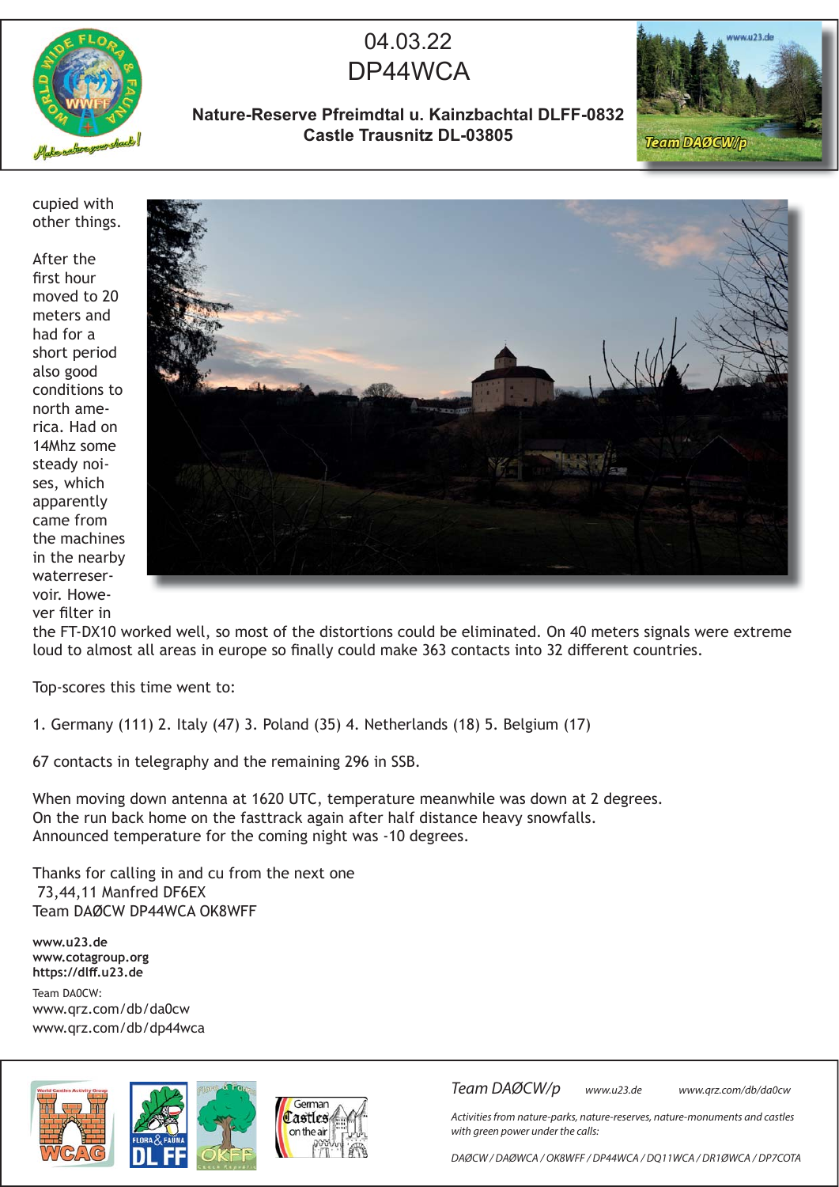04.03.22

DP44WCA

**Nature-Reserve Pfreimdtal u. Kainzbachtal DLFF-0832**
**Castle Trausnitz DL-03805**

cupied with other things.

After the first hour moved to 20 meters and had for a short period also good conditions to north america. Had on 14Mhz some steady noises, which apparently came from the machines in the nearby waterreservoir. However filter in the FT-DX10 worked well, so most of the distortions could be eliminated. On 40 meters signals were extreme loud to almost all areas in europe so finally could make 363 contacts into 32 different countries.

Top-scores this time went to:

1. Germany (111) 2. Italy (47) 3. Poland (35) 4. Netherlands (18) 5. Belgium (17)

67 contacts in telegraphy and the remaining 296 in SSB.

When moving down antenna at 1620 UTC, temperature meanwhile was down at 2 degrees.
On the run back home on the fasttrack again after half distance heavy snowfalls.
Announced temperature for the coming night was -10 degrees.

Thanks for calling in and cu from the next one
73,44,11 Manfred DF6EX
Team DAØCW DP44WCA OK8WFF

**www.u23.de**
**www.cotagroup.org**
**https://dlff.u23.de**

Team DA0CW:
www.qrz.com/db/da0cw
www.qrz.com/db/dp44wca

*Team DAØCW/p* *www.u23.de* *www.qrz.com/db/da0cw*

*Activities from nature-parks, nature-reserves, nature-monuments and castles with green power under the calls:*

*DAØCW / DAØWCA / OK8WFF / DP44WCA / DQ11WCA / DR1ØWCA / DP7COTA*